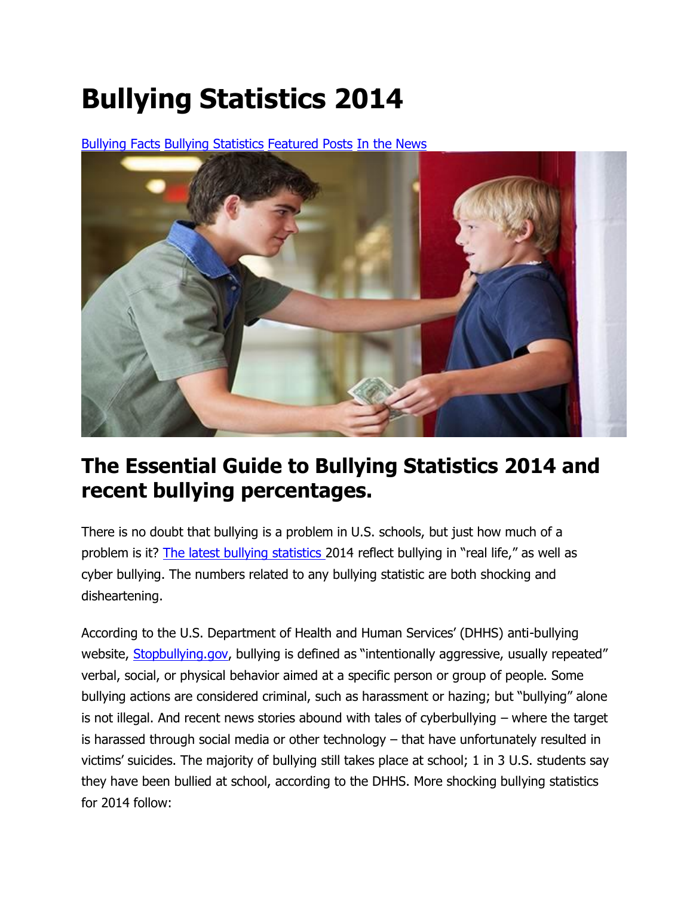# Bullying Statistics 2014

Bullying Facts Bullying Statistics Featured Posts In the News

## The Essential Guide to Bullying Statistics 2014 and recent bullying percentages.

There is no doubt that bullying is a problem in U.S. schools, but just how much of a problem is it? The latest bullying statistics 2014 reflect bullying in "real life," as well as cyber bullying. The numbers related to any bullying statistic are both shocking and disheartening.

According to the U.S. Department of Health and Human Services' (DHHS) anti-bullying website, Stopbullying.gov, bullying is defined as "intentionally aggressive, usually repeated" verbal, social, or physical behavior aimed at a specific person or group of people. Some bullying actions are considered criminal, such as harassment or hazing; but "bullying" alone is not illegal. And recent news stories abound with tales of cyberbullying – where the target is harassed through social media or other technology – that have unfortunately resulted in victims' suicides. The majority of bullying still takes place at school; 1 in 3 U.S. students say they have been bullied at school, according to the DHHS. More shocking bullying statistics for 2014 follow: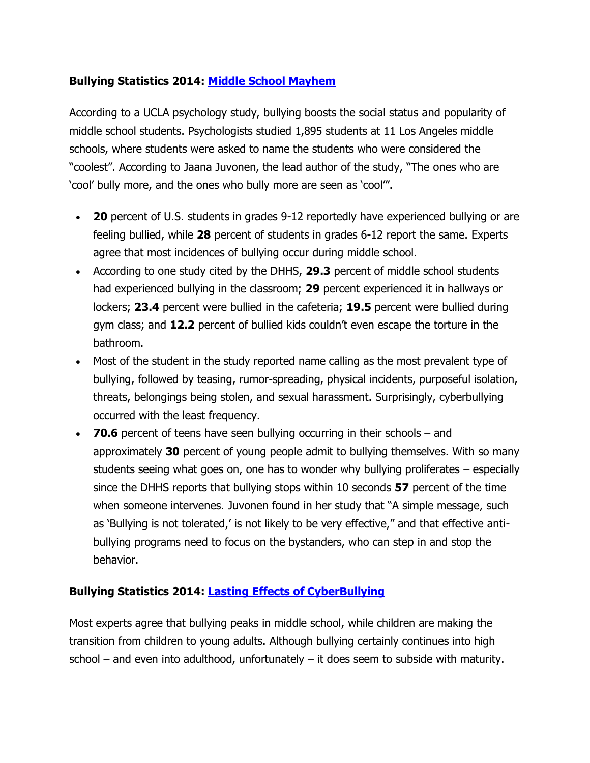**Bullying Statistics 2014: Middle School Mayhem**

According to a UCLA psychology study, bullying boosts the social status and popularity of middle school students. Psychologists studied 1,895 students at 11 Los Angeles middle schools, where students were asked to name the students who were considered the "coolest". According to Jaana Juvonen, the lead author of the study, "The ones who are 'cool' bully more, and the ones who bully more are seen as 'cool'".

- **20** percent of U.S. students in grades 9-12 reportedly have experienced bullying or are feeling bullied, while **28** percent of students in grades 6-12 report the same. Experts agree that most incidences of bullying occur during middle school.
- According to one study cited by the DHHS, **29.3** percent of middle school students had experienced bullying in the classroom; **29** percent experienced it in hallways or lockers; **23.4** percent were bullied in the cafeteria; **19.5** percent were bullied during gym class; and **12.2** percent of bullied kids couldn't even escape the torture in the bathroom.
- Most of the student in the study reported name calling as the most prevalent type of bullying, followed by teasing, rumor-spreading, physical incidents, purposeful isolation, threats, belongings being stolen, and sexual harassment. Surprisingly, cyberbullying occurred with the least frequency.
- **70.6** percent of teens have seen bullying occurring in their schools – and approximately **30** percent of young people admit to bullying themselves. With so many students seeing what goes on, one has to wonder why bullying proliferates – especially since the DHHS reports that bullying stops within 10 seconds **57** percent of the time when someone intervenes. Juvonen found in her study that "A simple message, such as 'Bullying is not tolerated,' is not likely to be very effective," and that effective anti-bullying programs need to focus on the bystanders, who can step in and stop the behavior.

**Bullying Statistics 2014: Lasting Effects of CyberBullying**

Most experts agree that bullying peaks in middle school, while children are making the transition from children to young adults. Although bullying certainly continues into high school – and even into adulthood, unfortunately – it does seem to subside with maturity.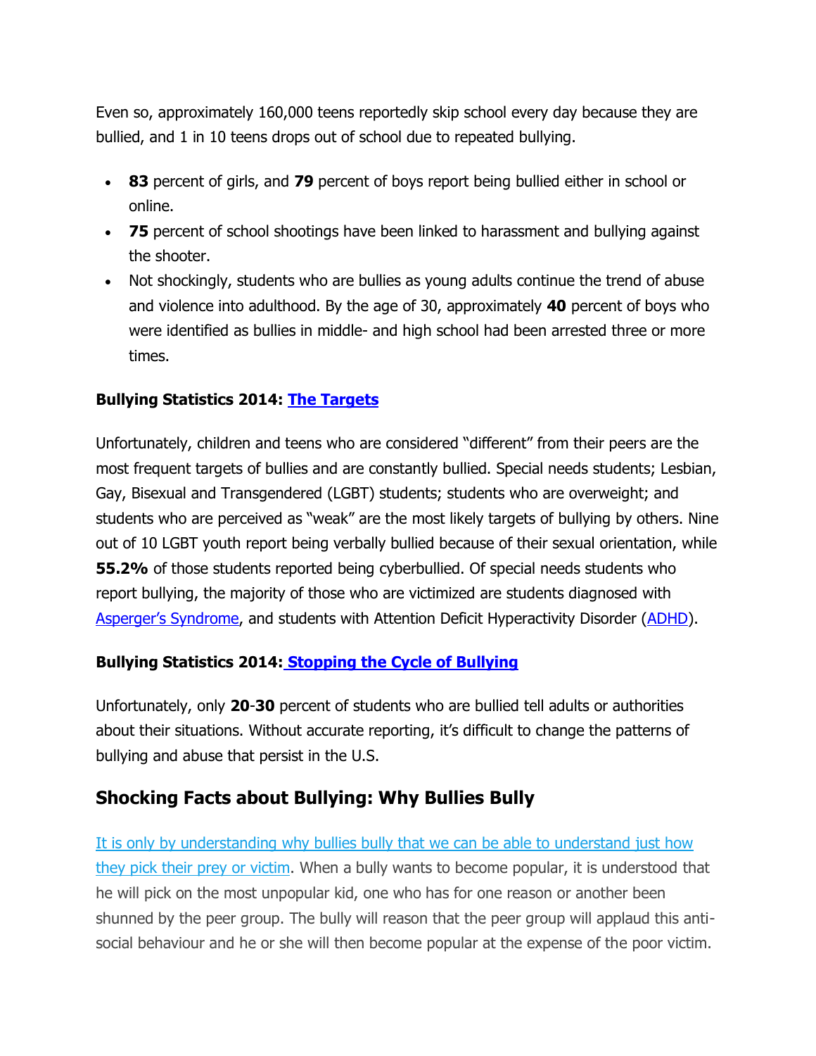Even so, approximately 160,000 teens reportedly skip school every day because they are bullied, and 1 in 10 teens drops out of school due to repeated bullying.

- **83** percent of girls, and **79** percent of boys report being bullied either in school or online.
- **75** percent of school shootings have been linked to harassment and bullying against the shooter.
- Not shockingly, students who are bullies as young adults continue the trend of abuse and violence into adulthood. By the age of 30, approximately **40** percent of boys who were identified as bullies in middle- and high school had been arrested three or more times.

**Bullying Statistics 2014: The Targets**

Unfortunately, children and teens who are considered "different" from their peers are the most frequent targets of bullies and are constantly bullied. Special needs students; Lesbian, Gay, Bisexual and Transgendered (LGBT) students; students who are overweight; and students who are perceived as "weak" are the most likely targets of bullying by others. Nine out of 10 LGBT youth report being verbally bullied because of their sexual orientation, while **55.2%** of those students reported being cyberbullied. Of special needs students who report bullying, the majority of those who are victimized are students diagnosed with Asperger's Syndrome, and students with Attention Deficit Hyperactivity Disorder (ADHD).

**Bullying Statistics 2014: Stopping the Cycle of Bullying**

Unfortunately, only **20**-**30** percent of students who are bullied tell adults or authorities about their situations. Without accurate reporting, it's difficult to change the patterns of bullying and abuse that persist in the U.S.

## Shocking Facts about Bullying: Why Bullies Bully

It is only by understanding why bullies bully that we can be able to understand just how they pick their prey or victim. When a bully wants to become popular, it is understood that he will pick on the most unpopular kid, one who has for one reason or another been shunned by the peer group. The bully will reason that the peer group will applaud this anti-social behaviour and he or she will then become popular at the expense of the poor victim.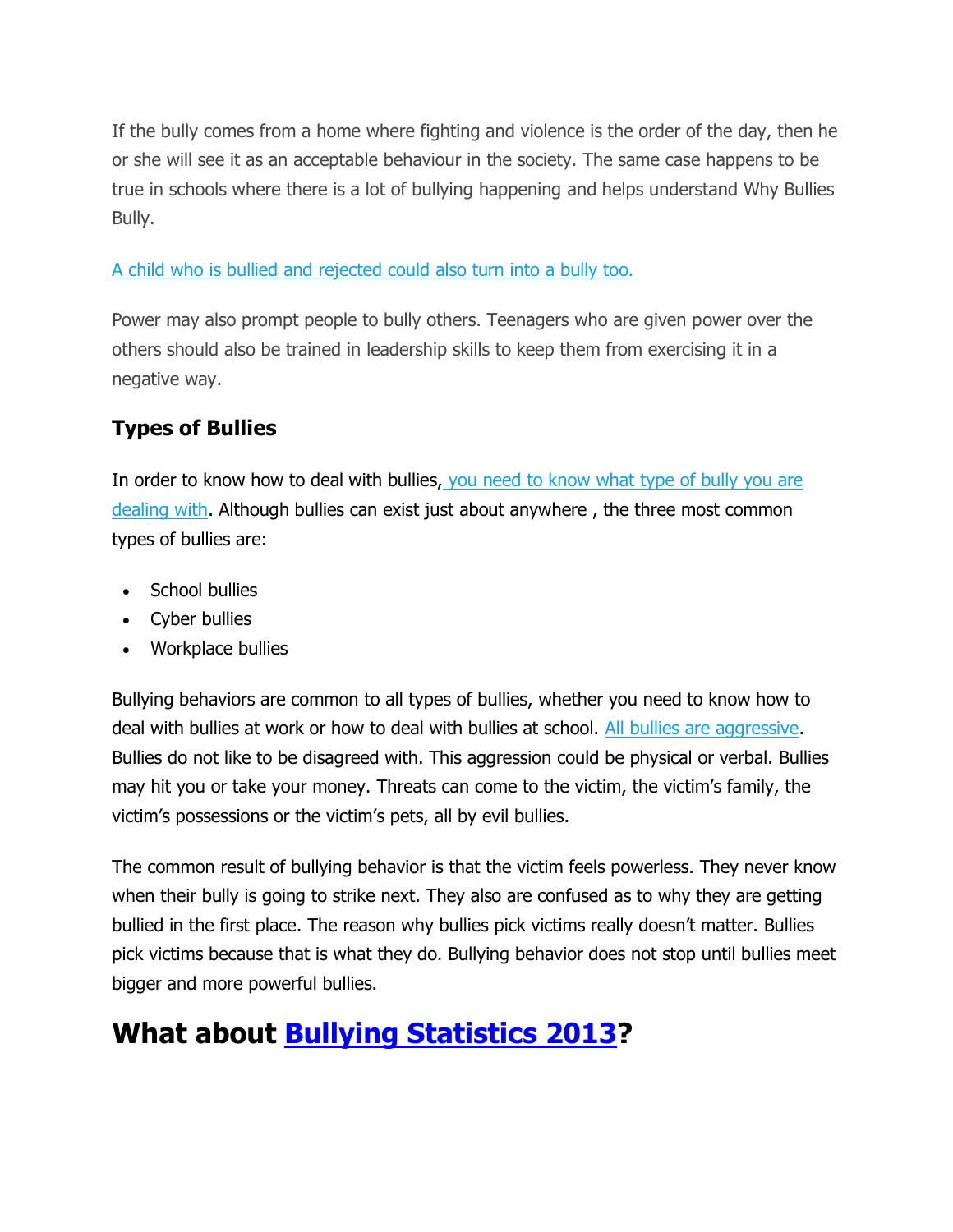If the bully comes from a home where fighting and violence is the order of the day, then he or she will see it as an acceptable behaviour in the society. The same case happens to be true in schools where there is a lot of bullying happening and helps understand Why Bullies Bully.

A child who is bullied and rejected could also turn into a bully too.

Power may also prompt people to bully others. Teenagers who are given power over the others should also be trained in leadership skills to keep them from exercising it in a negative way.

### Types of Bullies

In order to know how to deal with bullies, you need to know what type of bully you are dealing with. Although bullies can exist just about anywhere , the three most common types of bullies are:

- School bullies
- Cyber bullies
- Workplace bullies

Bullying behaviors are common to all types of bullies, whether you need to know how to deal with bullies at work or how to deal with bullies at school. All bullies are aggressive. Bullies do not like to be disagreed with. This aggression could be physical or verbal. Bullies may hit you or take your money. Threats can come to the victim, the victim's family, the victim's possessions or the victim's pets, all by evil bullies.

The common result of bullying behavior is that the victim feels powerless. They never know when their bully is going to strike next. They also are confused as to why they are getting bullied in the first place. The reason why bullies pick victims really doesn't matter. Bullies pick victims because that is what they do. Bullying behavior does not stop until bullies meet bigger and more powerful bullies.

## What about Bullying Statistics 2013?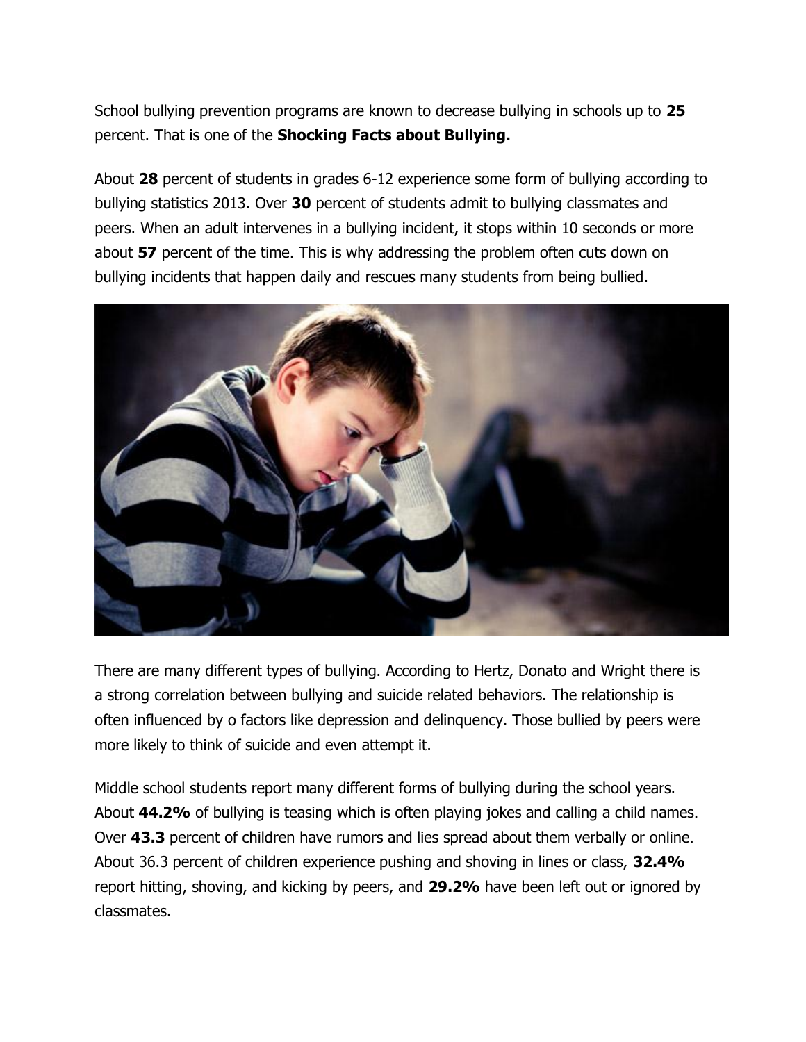School bullying prevention programs are known to decrease bullying in schools up to **25** percent. That is one of the **Shocking Facts about Bullying.**

About **28** percent of students in grades 6-12 experience some form of bullying according to bullying statistics 2013. Over **30** percent of students admit to bullying classmates and peers. When an adult intervenes in a bullying incident, it stops within 10 seconds or more about **57** percent of the time. This is why addressing the problem often cuts down on bullying incidents that happen daily and rescues many students from being bullied.

There are many different types of bullying. According to Hertz, Donato and Wright there is a strong correlation between bullying and suicide related behaviors. The relationship is often influenced by o factors like depression and delinquency. Those bullied by peers were more likely to think of suicide and even attempt it.

Middle school students report many different forms of bullying during the school years. About **44.2%** of bullying is teasing which is often playing jokes and calling a child names. Over **43.3** percent of children have rumors and lies spread about them verbally or online. About 36.3 percent of children experience pushing and shoving in lines or class, **32.4%** report hitting, shoving, and kicking by peers, and **29.2%** have been left out or ignored by classmates.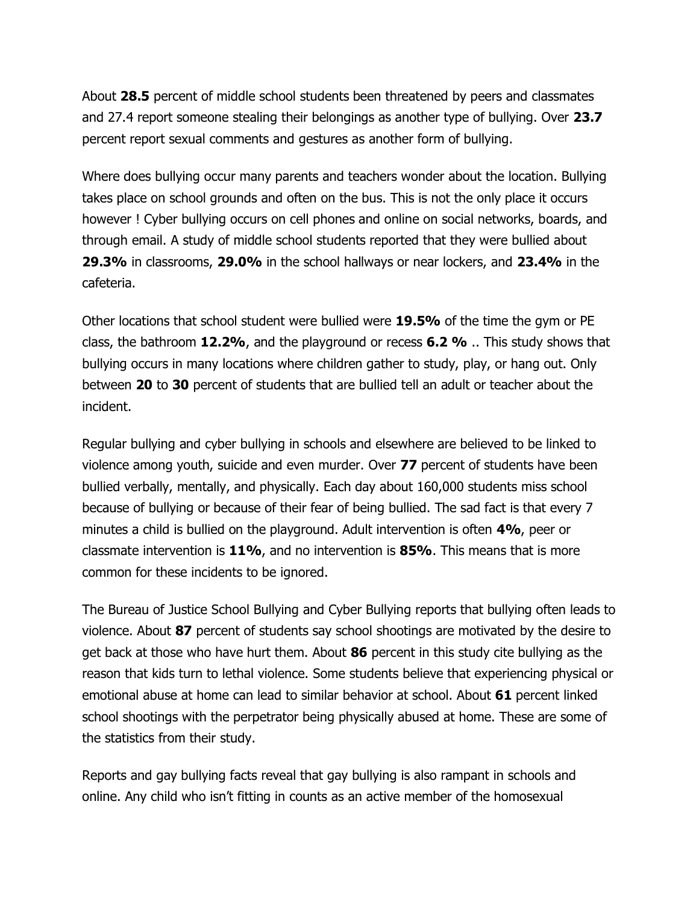About **28.5** percent of middle school students been threatened by peers and classmates and 27.4 report someone stealing their belongings as another type of bullying. Over **23.7** percent report sexual comments and gestures as another form of bullying.

Where does bullying occur many parents and teachers wonder about the location. Bullying takes place on school grounds and often on the bus. This is not the only place it occurs however ! Cyber bullying occurs on cell phones and online on social networks, boards, and through email. A study of middle school students reported that they were bullied about **29.3%** in classrooms, **29.0%** in the school hallways or near lockers, and **23.4%** in the cafeteria.

Other locations that school student were bullied were **19.5%** of the time the gym or PE class, the bathroom **12.2%**, and the playground or recess **6.2 %** .. This study shows that bullying occurs in many locations where children gather to study, play, or hang out. Only between **20** to **30** percent of students that are bullied tell an adult or teacher about the incident.

Regular bullying and cyber bullying in schools and elsewhere are believed to be linked to violence among youth, suicide and even murder. Over **77** percent of students have been bullied verbally, mentally, and physically. Each day about 160,000 students miss school because of bullying or because of their fear of being bullied. The sad fact is that every 7 minutes a child is bullied on the playground. Adult intervention is often **4%**, peer or classmate intervention is **11%**, and no intervention is **85%**. This means that is more common for these incidents to be ignored.

The Bureau of Justice School Bullying and Cyber Bullying reports that bullying often leads to violence. About **87** percent of students say school shootings are motivated by the desire to get back at those who have hurt them. About **86** percent in this study cite bullying as the reason that kids turn to lethal violence. Some students believe that experiencing physical or emotional abuse at home can lead to similar behavior at school. About **61** percent linked school shootings with the perpetrator being physically abused at home. These are some of the statistics from their study.

Reports and gay bullying facts reveal that gay bullying is also rampant in schools and online. Any child who isn't fitting in counts as an active member of the homosexual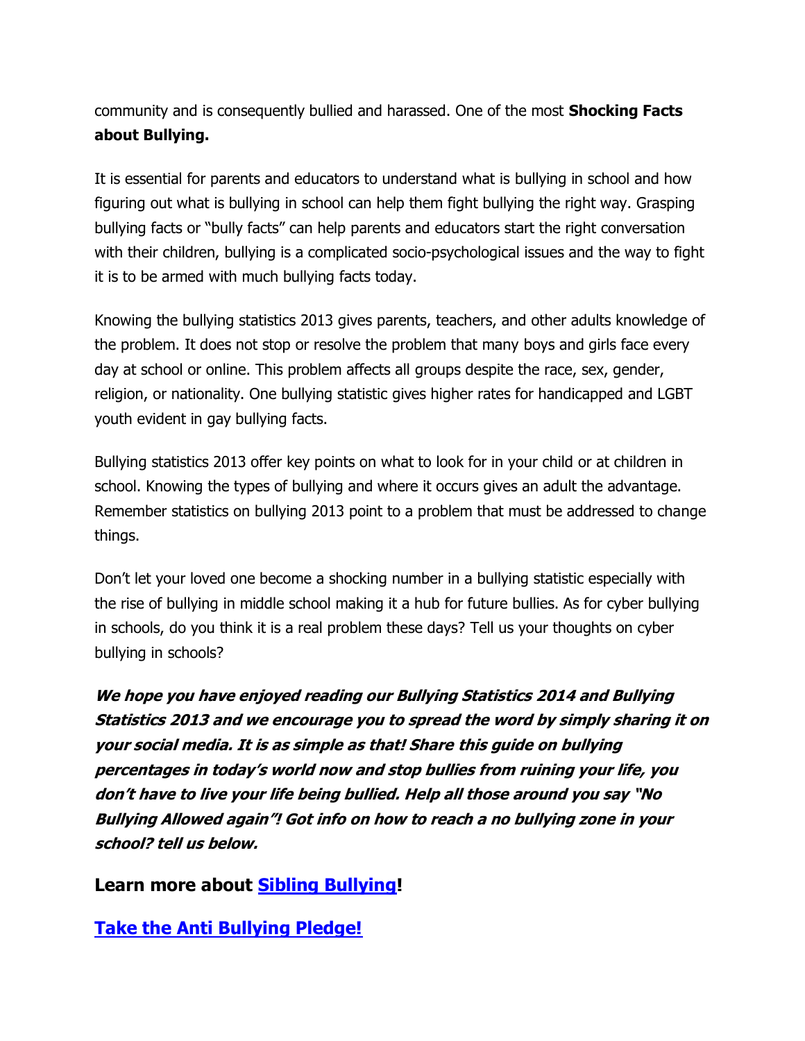community and is consequently bullied and harassed. One of the most **Shocking Facts about Bullying.**

It is essential for parents and educators to understand what is bullying in school and how figuring out what is bullying in school can help them fight bullying the right way. Grasping bullying facts or "bully facts" can help parents and educators start the right conversation with their children, bullying is a complicated socio-psychological issues and the way to fight it is to be armed with much bullying facts today.

Knowing the bullying statistics 2013 gives parents, teachers, and other adults knowledge of the problem. It does not stop or resolve the problem that many boys and girls face every day at school or online. This problem affects all groups despite the race, sex, gender, religion, or nationality. One bullying statistic gives higher rates for handicapped and LGBT youth evident in gay bullying facts.

Bullying statistics 2013 offer key points on what to look for in your child or at children in school. Knowing the types of bullying and where it occurs gives an adult the advantage. Remember statistics on bullying 2013 point to a problem that must be addressed to change things.

Don't let your loved one become a shocking number in a bullying statistic especially with the rise of bullying in middle school making it a hub for future bullies. As for cyber bullying in schools, do you think it is a real problem these days? Tell us your thoughts on cyber bullying in schools?

***We hope you have enjoyed reading our Bullying Statistics 2014 and Bullying Statistics 2013 and we encourage you to spread the word by simply sharing it on your social media. It is as simple as that! Share this guide on bullying percentages in today's world now and stop bullies from ruining your life, you don't have to live your life being bullied. Help all those around you say "No Bullying Allowed again"! Got info on how to reach a no bullying zone in your school? tell us below.***

**Learn more about Sibling Bullying!**

**Take the Anti Bullying Pledge!**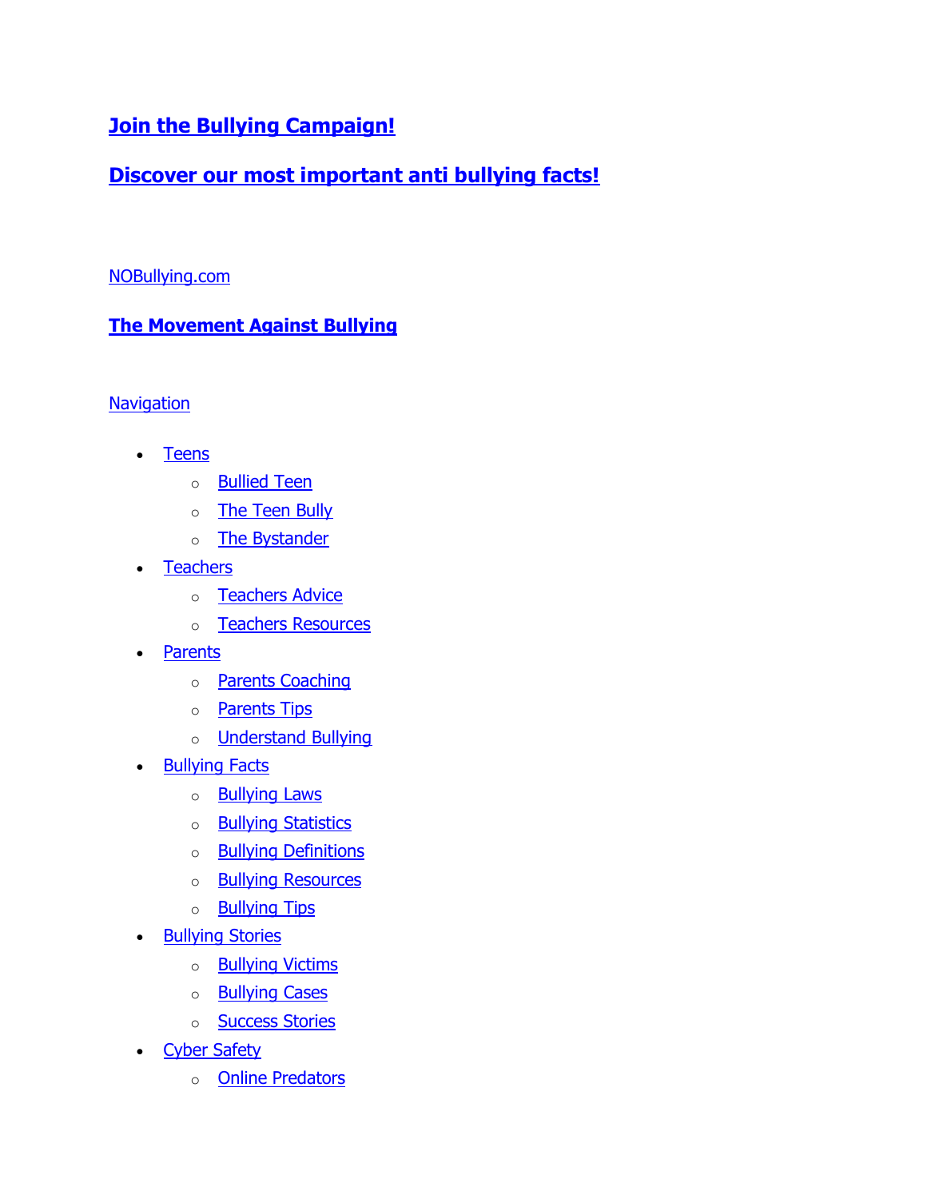**Join the Bullying Campaign!**

**Discover our most important anti bullying facts!**

NOBullying.com

**The Movement Against Bullying**

Navigation

- Teens
  - Bullied Teen
  - The Teen Bully
  - The Bystander
- Teachers
  - Teachers Advice
  - Teachers Resources
- Parents
  - Parents Coaching
  - Parents Tips
  - Understand Bullying
- Bullying Facts
  - Bullying Laws
  - Bullying Statistics
  - Bullying Definitions
  - Bullying Resources
  - Bullying Tips
- Bullying Stories
  - Bullying Victims
  - Bullying Cases
  - Success Stories
- Cyber Safety
  - Online Predators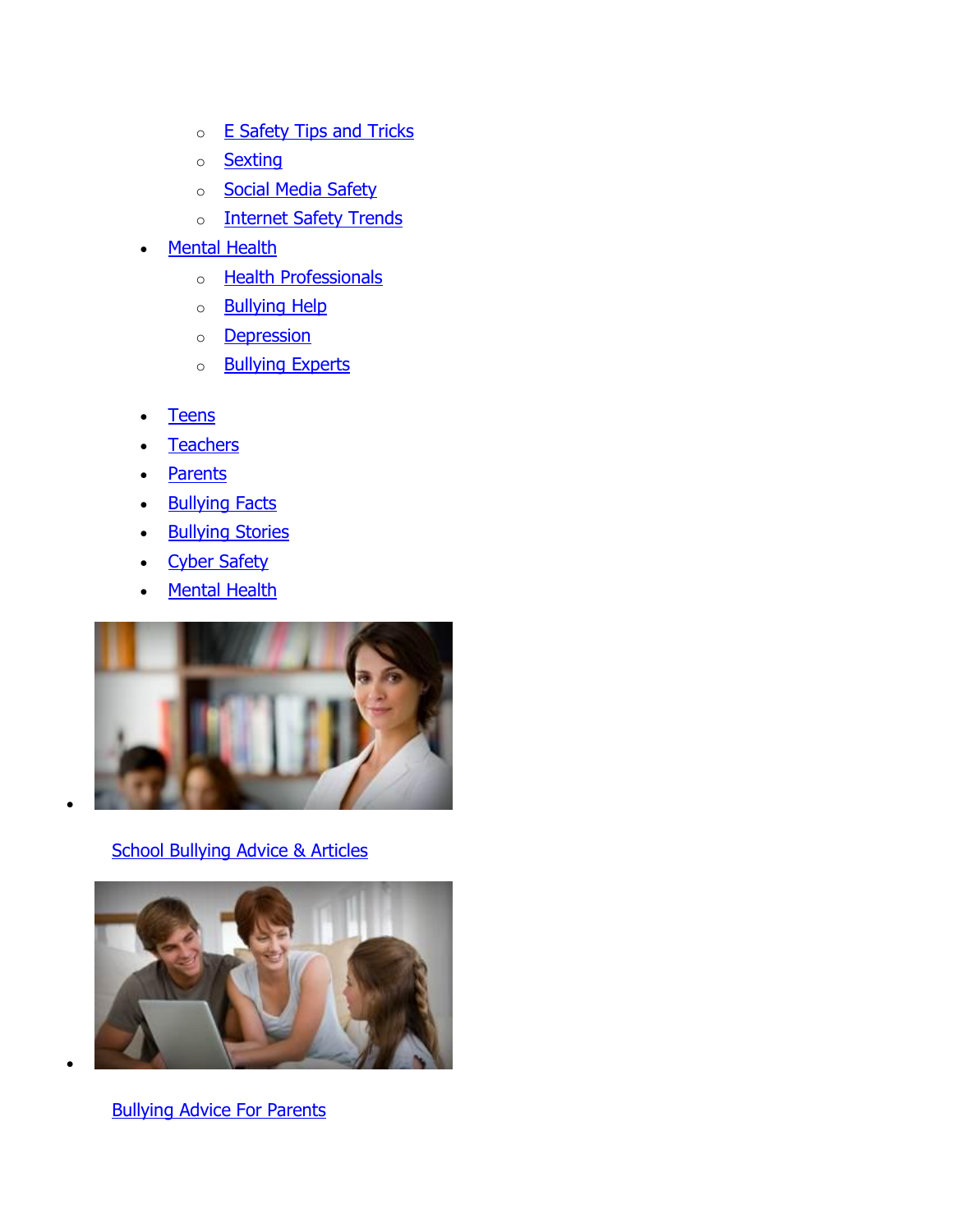- E Safety Tips and Tricks
  - Sexting
  - Social Media Safety
  - Internet Safety Trends
- Mental Health
  - Health Professionals
  - Bullying Help
  - Depression
  - Bullying Experts

- Teens
- Teachers
- Parents
- Bullying Facts
- Bullying Stories
- Cyber Safety
- Mental Health

- School Bullying Advice & Articles

- Bullying Advice For Parents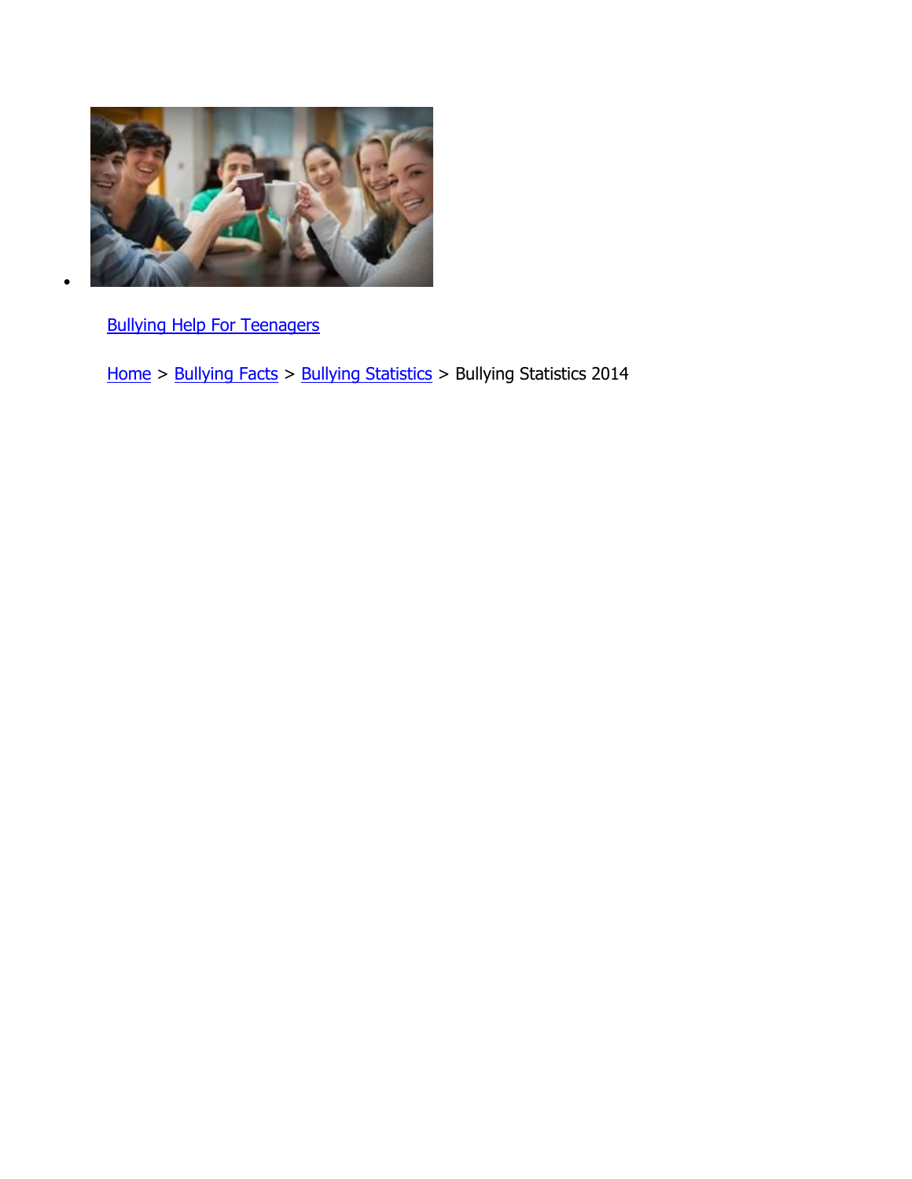- 

[Bullying Help For Teenagers]

[Home] > [Bullying Facts] > [Bullying Statistics] > Bullying Statistics 2014